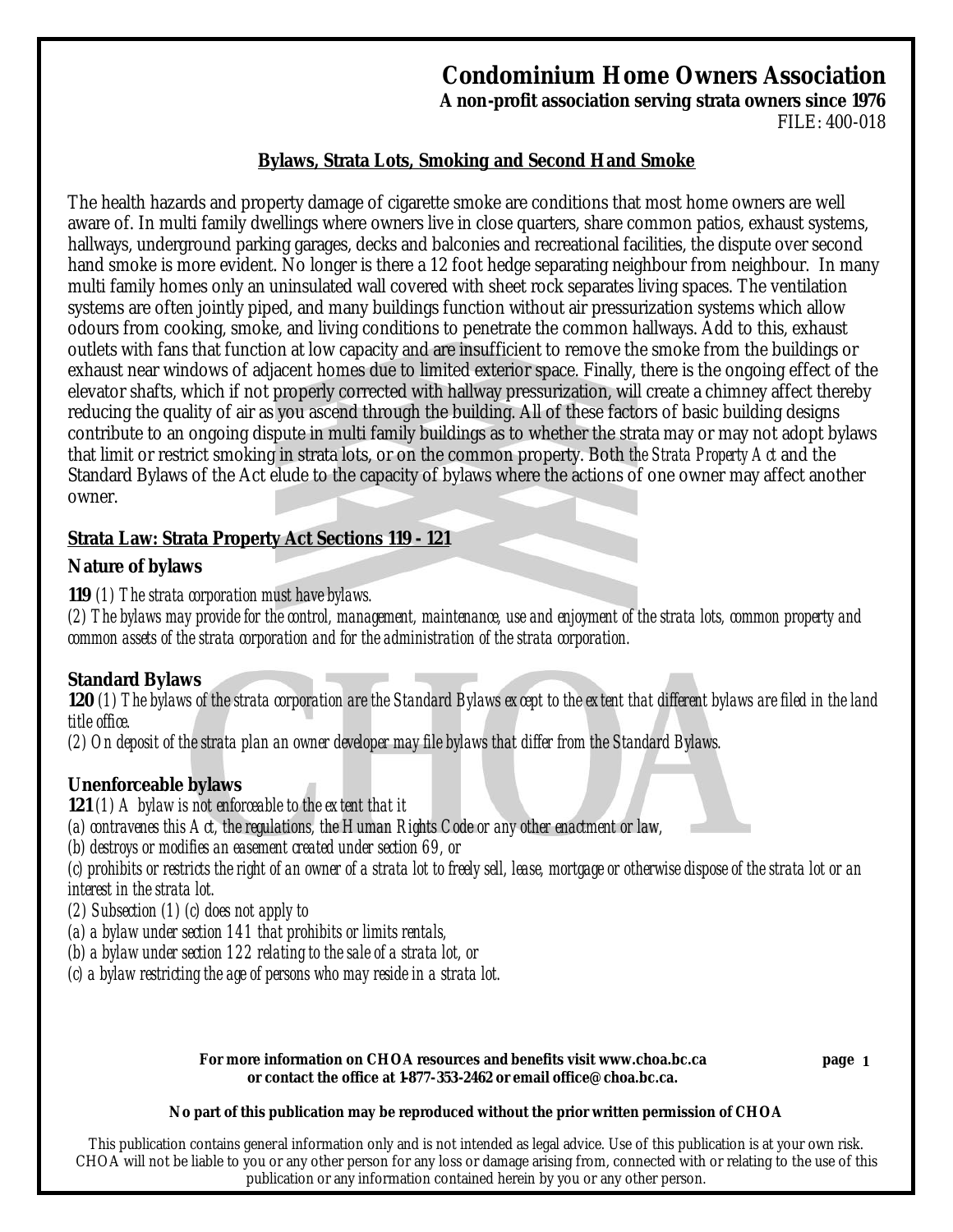# Condominium Home Owners Association

**A non-profit association serving strata owners since 1976**

FILE: 400-018

## Bylaws, Strata Lots, Smoking and Second Hand Smoke

The health hazards and property damage of cigarette smoke are conditions that most home owners are well aware of. In multi family dwellings where owners live in close quarters, share common patios, exhaust systems, hallways, underground parking garages, decks and balconies and recreational facilities, the dispute over second hand smoke is more evident. No longer is there a 12 foot hedge separating neighbour from neighbour. In many multi family homes only an uninsulated wall covered with sheet rock separates living spaces. The ventilation systems are often jointly piped, and many buildings function without air pressurization systems which allow odours from cooking, smoke, and living conditions to penetrate the common hallways. Add to this, exhaust outlets with fans that function at low capacity and are insufficient to remove the smoke from the buildings or exhaust near windows of adjacent homes due to limited exterior space. Finally, there is the ongoing effect of the elevator shafts, which if not properly corrected with hallway pressurization, will create a chimney affect thereby reducing the quality of air as you ascend through the building. All of these factors of basic building designs contribute to an ongoing dispute in multi family buildings as to whether the strata may or may not adopt bylaws that limit or restrict smoking in strata lots, or on the common property. Both *the Strata Property Act* and the Standard Bylaws of the Act elude to the capacity of bylaws where the actions of one owner may affect another owner.

### Strata Law: Strata Property Act Sections 119 - 121

**Nature of bylaws**

**119** *(1) The strata corporation must have bylaws.*

*(2) The bylaws may provide for the control, management, maintenance, use and enjoyment of the strata lots, common property and common assets of the strata corporation and for the administration of the strata corporation.*

**Standard Bylaws**

**120** *(1) The bylaws of the strata corporation are the Standard Bylaws except to the extent that different bylaws are filed in the land title office.*

*(2) On deposit of the strata plan an owner developer may file bylaws that differ from the Standard Bylaws.*

**Unenforceable bylaws**

**121** *(1) A bylaw is not enforceable to the extent that it*

*(a) contravenes this Act, the regulations, the Human Rights Code or any other enactment or law,*

*(b) destroys or modifies an easement created under section 69, or*

*(c) prohibits or restricts the right of an owner of a strata lot to freely sell, lease, mortgage or otherwise dispose of the strata lot or an interest in the strata lot.*

*(2) Subsection (1) (c) does not apply to*

*(a) a bylaw under section 141 that prohibits or limits rentals,*

*(b) a bylaw under section 122 relating to the sale of a strata lot, or*

*(c) a bylaw restricting the age of persons who may reside in a strata lot.*

**For more information on CHOA resources and benefits visit www.choa.bc.ca or contact the office at 1-877-353-2462 or email office@choa.bc.ca.**

**No part of this publication may be reproduced without the prior written permission of CHOA**

This publication contains general information only and is not intended as legal advice. Use of this publication is at your own risk. CHOA will not be liable to you or any other person for any loss or damage arising from, connected with or relating to the use of this publication or any information contained herein by you or any other person.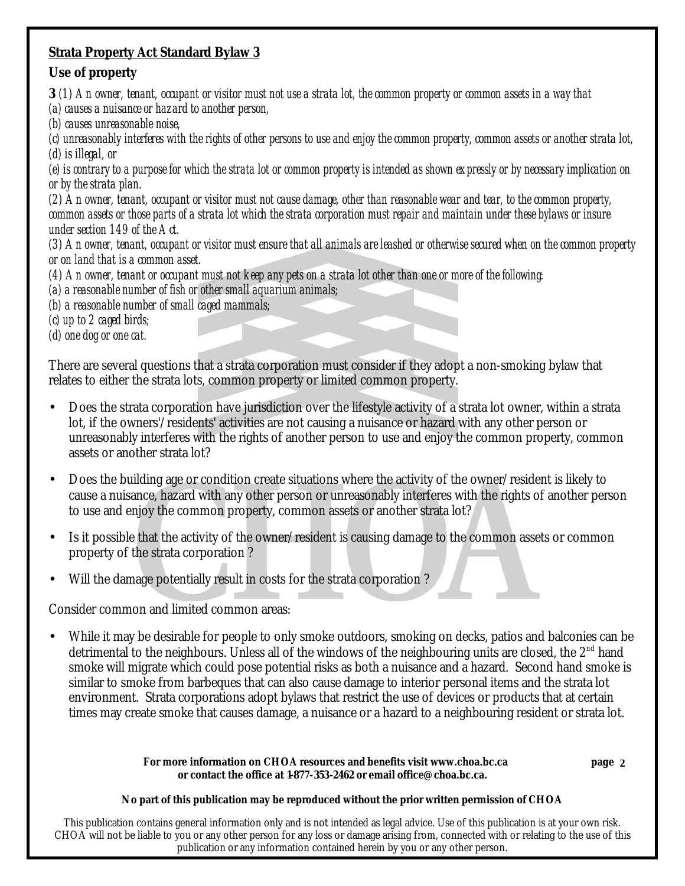**Strata Property Act Standard Bylaw 3**

**Use of property**

**3** *(1) An owner, tenant, occupant or visitor must not use a strata lot, the common property or common assets in a way that*
*(a) causes a nuisance or hazard to another person,*
*(b) causes unreasonable noise,*
*(c) unreasonably interferes with the rights of other persons to use and enjoy the common property, common assets or another strata lot,*
*(d) is illegal, or*
*(e) is contrary to a purpose for which the strata lot or common property is intended as shown expressly or by necessary implication on or by the strata plan.*
*(2) An owner, tenant, occupant or visitor must not cause damage, other than reasonable wear and tear, to the common property, common assets or those parts of a strata lot which the strata corporation must repair and maintain under these bylaws or insure under section 149 of the Act.*
*(3) An owner, tenant, occupant or visitor must ensure that all animals are leashed or otherwise secured when on the common property or on land that is a common asset.*
*(4) An owner, tenant or occupant must not keep any pets on a strata lot other than one or more of the following:*
*(a) a reasonable number of fish or other small aquarium animals;*
*(b) a reasonable number of small caged mammals;*
*(c) up to 2 caged birds;*
*(d) one dog or one cat.*

There are several questions that a strata corporation must consider if they adopt a non-smoking bylaw that relates to either the strata lots, common property or limited common property.

- Does the strata corporation have jurisdiction over the lifestyle activity of a strata lot owner, within a strata lot, if the owners'/residents' activities are not causing a nuisance or hazard with any other person or unreasonably interferes with the rights of another person to use and enjoy the common property, common assets or another strata lot?
- Does the building age or condition create situations where the activity of the owner/resident is likely to cause a nuisance, hazard with any other person or unreasonably interferes with the rights of another person to use and enjoy the common property, common assets or another strata lot?
- Is it possible that the activity of the owner/resident is causing damage to the common assets or common property of the strata corporation ?
- Will the damage potentially result in costs for the strata corporation ?

Consider common and limited common areas:

- While it may be desirable for people to only smoke outdoors, smoking on decks, patios and balconies can be detrimental to the neighbours. Unless all of the windows of the neighbouring units are closed, the 2nd hand smoke will migrate which could pose potential risks as both a nuisance and a hazard. Second hand smoke is similar to smoke from barbeques that can also cause damage to interior personal items and the strata lot environment. Strata corporations adopt bylaws that restrict the use of devices or products that at certain times may create smoke that causes damage, a nuisance or a hazard to a neighbouring resident or strata lot.

**For more information on CHOA resources and benefits visit www.choa.bc.ca or contact the office at 1-877-353-2462 or email office@choa.bc.ca.**

**No part of this publication may be reproduced without the prior written permission of CHOA**

This publication contains general information only and is not intended as legal advice. Use of this publication is at your own risk. CHOA will not be liable to you or any other person for any loss or damage arising from, connected with or relating to the use of this publication or any information contained herein by you or any other person.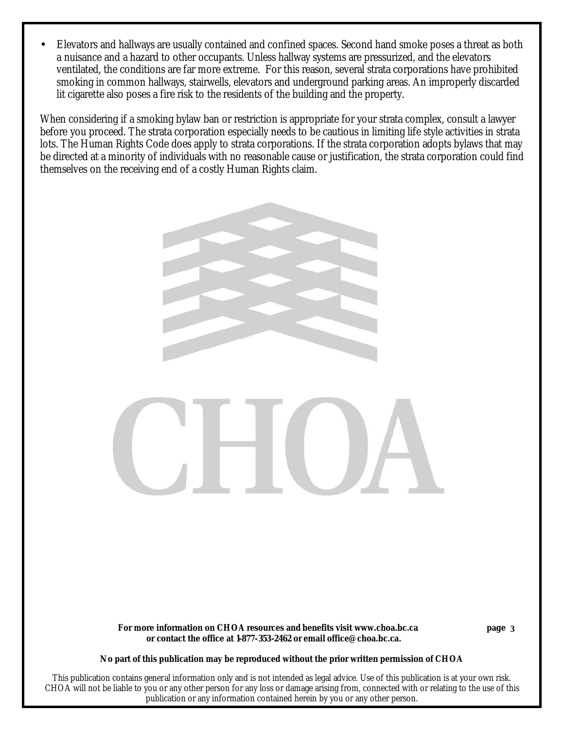- Elevators and hallways are usually contained and confined spaces. Second hand smoke poses a threat as both a nuisance and a hazard to other occupants. Unless hallway systems are pressurized, and the elevators ventilated, the conditions are far more extreme. For this reason, several strata corporations have prohibited smoking in common hallways, stairwells, elevators and underground parking areas. An improperly discarded lit cigarette also poses a fire risk to the residents of the building and the property.

When considering if a smoking bylaw ban or restriction is appropriate for your strata complex, consult a lawyer before you proceed. The strata corporation especially needs to be cautious in limiting life style activities in strata lots. The Human Rights Code does apply to strata corporations. If the strata corporation adopts bylaws that may be directed at a minority of individuals with no reasonable cause or justification, the strata corporation could find themselves on the receiving end of a costly Human Rights claim.

**For more information on CHOA resources and benefits visit www.choa.bc.ca or contact the office at 1-877-353-2462 or email office@choa.bc.ca.**

**No part of this publication may be reproduced without the prior written permission of CHOA**

This publication contains general information only and is not intended as legal advice. Use of this publication is at your own risk. CHOA will not be liable to you or any other person for any loss or damage arising from, connected with or relating to the use of this publication or any information contained herein by you or any other person.